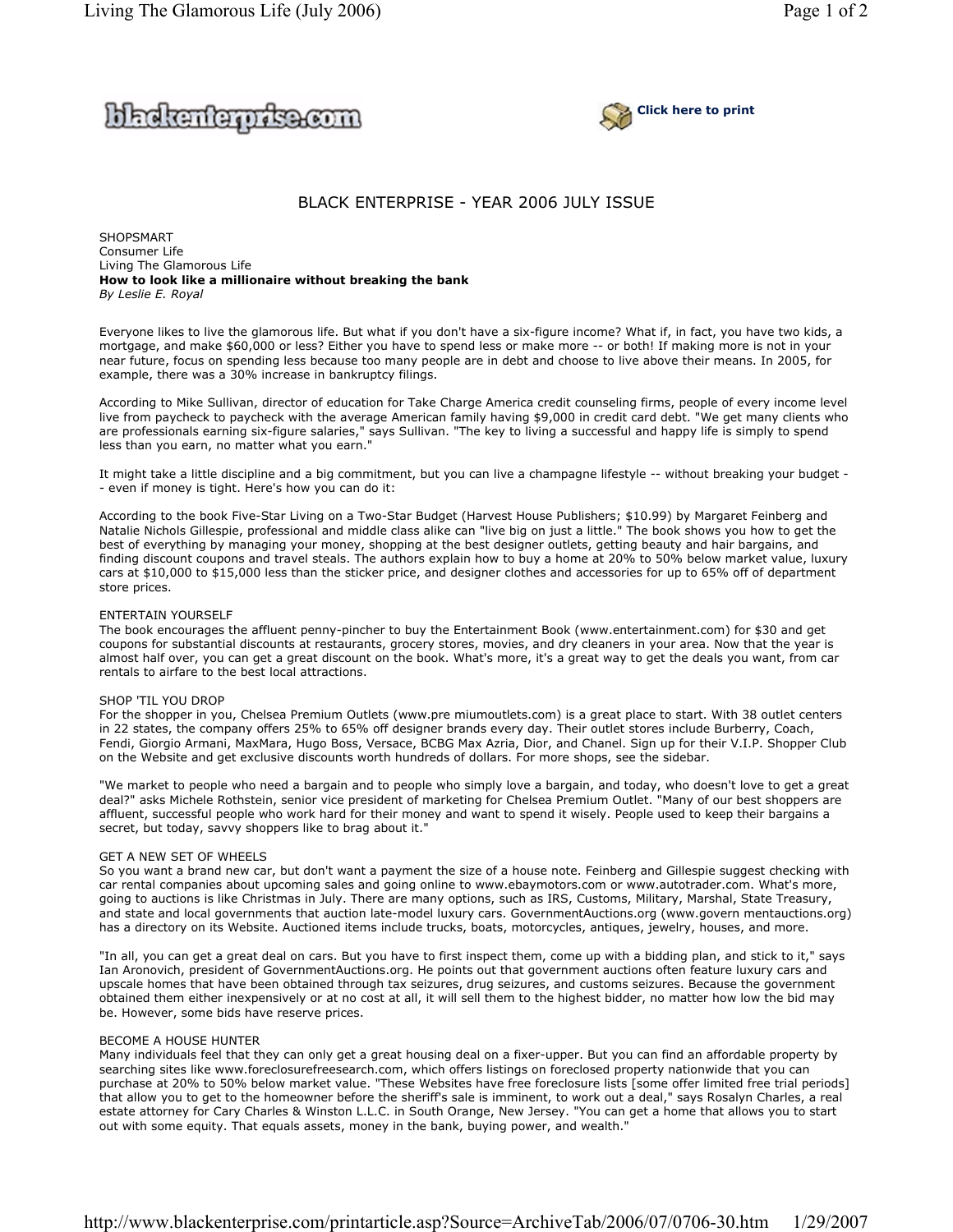# BLACK ENTERPRISE - YEAR 2006 JULY ISSUE

SHOPSMART
Consumer Life
Living The Glamorous Life
**How to look like a millionaire without breaking the bank**
*By Leslie E. Royal*

Everyone likes to live the glamorous life. But what if you don't have a six-figure income? What if, in fact, you have two kids, a mortgage, and make $60,000 or less? Either you have to spend less or make more -- or both! If making more is not in your near future, focus on spending less because too many people are in debt and choose to live above their means. In 2005, for example, there was a 30% increase in bankruptcy filings.

According to Mike Sullivan, director of education for Take Charge America credit counseling firms, people of every income level live from paycheck to paycheck with the average American family having $9,000 in credit card debt. "We get many clients who are professionals earning six-figure salaries," says Sullivan. "The key to living a successful and happy life is simply to spend less than you earn, no matter what you earn."

It might take a little discipline and a big commitment, but you can live a champagne lifestyle -- without breaking your budget -- even if money is tight. Here's how you can do it:

According to the book Five-Star Living on a Two-Star Budget (Harvest House Publishers; $10.99) by Margaret Feinberg and Natalie Nichols Gillespie, professional and middle class alike can "live big on just a little." The book shows you how to get the best of everything by managing your money, shopping at the best designer outlets, getting beauty and hair bargains, and finding discount coupons and travel steals. The authors explain how to buy a home at 20% to 50% below market value, luxury cars at $10,000 to $15,000 less than the sticker price, and designer clothes and accessories for up to 65% off of department store prices.

ENTERTAIN YOURSELF
The book encourages the affluent penny-pincher to buy the Entertainment Book (www.entertainment.com) for $30 and get coupons for substantial discounts at restaurants, grocery stores, movies, and dry cleaners in your area. Now that the year is almost half over, you can get a great discount on the book. What's more, it's a great way to get the deals you want, from car rentals to airfare to the best local attractions.

SHOP 'TIL YOU DROP
For the shopper in you, Chelsea Premium Outlets (www.pre miumoutlets.com) is a great place to start. With 38 outlet centers in 22 states, the company offers 25% to 65% off designer brands every day. Their outlet stores include Burberry, Coach, Fendi, Giorgio Armani, MaxMara, Hugo Boss, Versace, BCBG Max Azria, Dior, and Chanel. Sign up for their V.I.P. Shopper Club on the Website and get exclusive discounts worth hundreds of dollars. For more shops, see the sidebar.

"We market to people who need a bargain and to people who simply love a bargain, and today, who doesn't love to get a great deal?" asks Michele Rothstein, senior vice president of marketing for Chelsea Premium Outlet. "Many of our best shoppers are affluent, successful people who work hard for their money and want to spend it wisely. People used to keep their bargains a secret, but today, savvy shoppers like to brag about it."

GET A NEW SET OF WHEELS
So you want a brand new car, but don't want a payment the size of a house note. Feinberg and Gillespie suggest checking with car rental companies about upcoming sales and going online to www.ebaymotors.com or www.autotrader.com. What's more, going to auctions is like Christmas in July. There are many options, such as IRS, Customs, Military, Marshal, State Treasury, and state and local governments that auction late-model luxury cars. GovernmentAuctions.org (www.govern mentauctions.org) has a directory on its Website. Auctioned items include trucks, boats, motorcycles, antiques, jewelry, houses, and more.

"In all, you can get a great deal on cars. But you have to first inspect them, come up with a bidding plan, and stick to it," says Ian Aronovich, president of GovernmentAuctions.org. He points out that government auctions often feature luxury cars and upscale homes that have been obtained through tax seizures, drug seizures, and customs seizures. Because the government obtained them either inexpensively or at no cost at all, it will sell them to the highest bidder, no matter how low the bid may be. However, some bids have reserve prices.

BECOME A HOUSE HUNTER
Many individuals feel that they can only get a great housing deal on a fixer-upper. But you can find an affordable property by searching sites like www.foreclosurefreesearch.com, which offers listings on foreclosed property nationwide that you can purchase at 20% to 50% below market value. "These Websites have free foreclosure lists [some offer limited free trial periods] that allow you to get to the homeowner before the sheriff's sale is imminent, to work out a deal," says Rosalyn Charles, a real estate attorney for Cary Charles & Winston L.L.C. in South Orange, New Jersey. "You can get a home that allows you to start out with some equity. That equals assets, money in the bank, buying power, and wealth."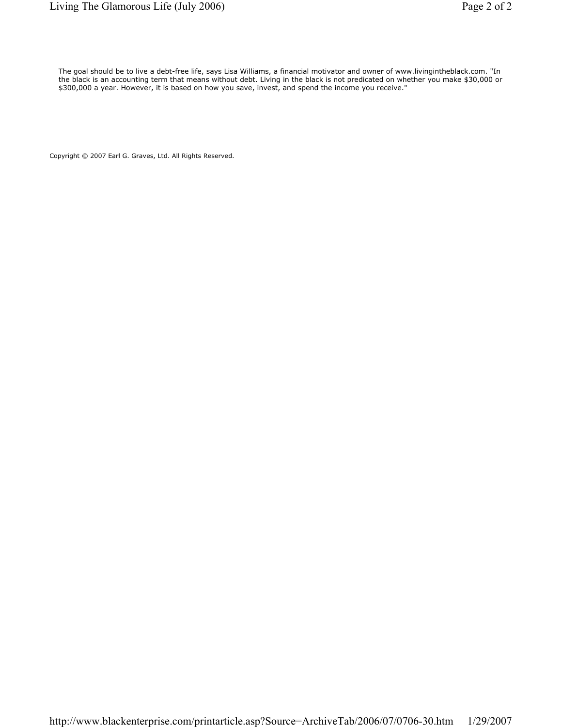The goal should be to live a debt-free life, says Lisa Williams, a financial motivator and owner of www.livingintheblack.com. "In the black is an accounting term that means without debt. Living in the black is not predicated on whether you make $30,000 or $300,000 a year. However, it is based on how you save, invest, and spend the income you receive."

Copyright © 2007 Earl G. Graves, Ltd. All Rights Reserved.